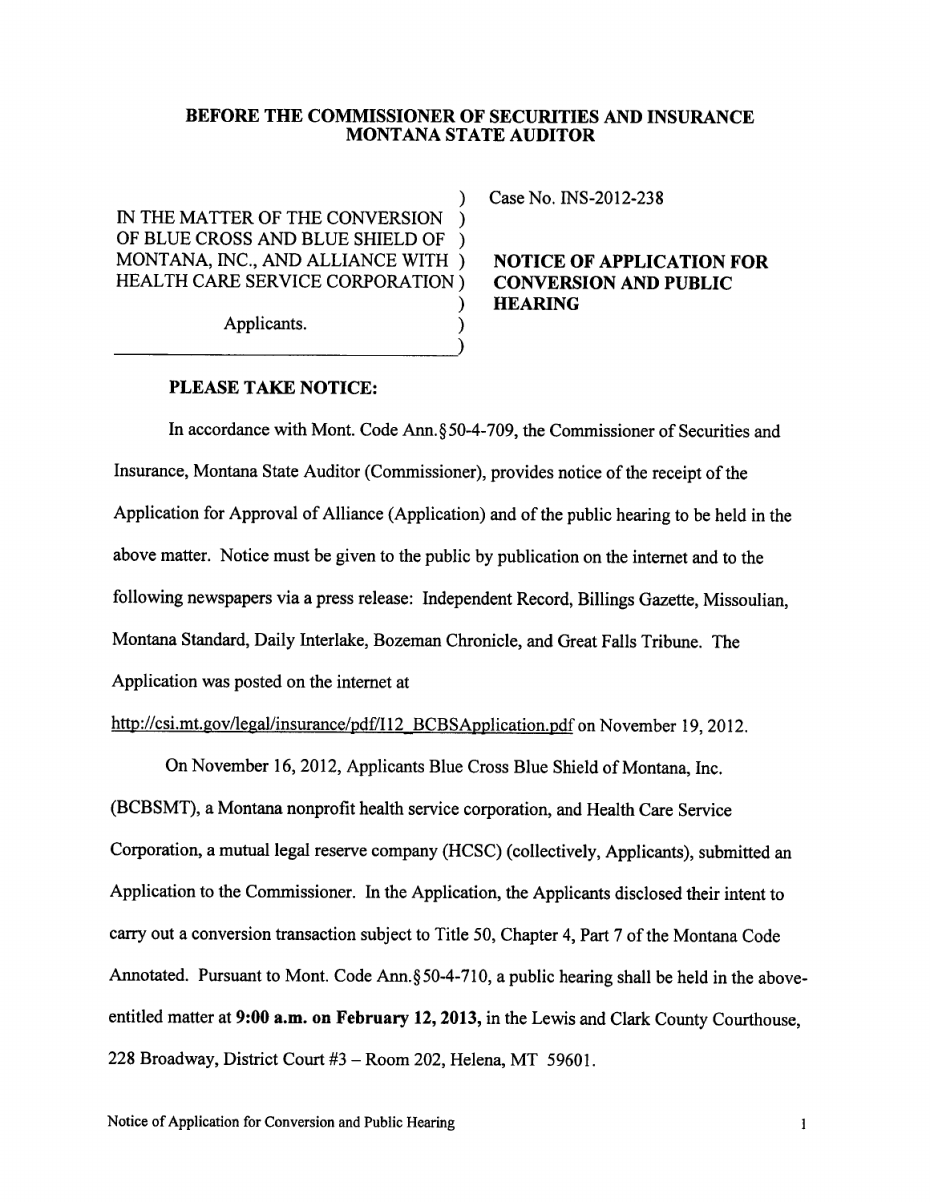**BEFORE THE COMMISSIONER OF SECURITIES AND INSURANCE**
**MONTANA STATE AUDITOR**

IN THE MATTER OF THE CONVERSION OF BLUE CROSS AND BLUE SHIELD OF MONTANA, INC., AND ALLIANCE WITH HEALTH CARE SERVICE CORPORATION

Applicants.

Case No. INS-2012-238

**NOTICE OF APPLICATION FOR CONVERSION AND PUBLIC HEARING**

**PLEASE TAKE NOTICE:**

In accordance with Mont. Code Ann.§50-4-709, the Commissioner of Securities and Insurance, Montana State Auditor (Commissioner), provides notice of the receipt of the Application for Approval of Alliance (Application) and of the public hearing to be held in the above matter. Notice must be given to the public by publication on the internet and to the following newspapers via a press release: Independent Record, Billings Gazette, Missoulian, Montana Standard, Daily Interlake, Bozeman Chronicle, and Great Falls Tribune. The Application was posted on the internet at http://csi.mt.gov/legal/insurance/pdf/I12_BCBSApplication.pdf on November 19, 2012.

On November 16, 2012, Applicants Blue Cross Blue Shield of Montana, Inc. (BCBSMT), a Montana nonprofit health service corporation, and Health Care Service Corporation, a mutual legal reserve company (HCSC) (collectively, Applicants), submitted an Application to the Commissioner. In the Application, the Applicants disclosed their intent to carry out a conversion transaction subject to Title 50, Chapter 4, Part 7 of the Montana Code Annotated. Pursuant to Mont. Code Ann.§50-4-710, a public hearing shall be held in the above-entitled matter at **9:00 a.m. on February 12, 2013,** in the Lewis and Clark County Courthouse, 228 Broadway, District Court #3 – Room 202, Helena, MT 59601.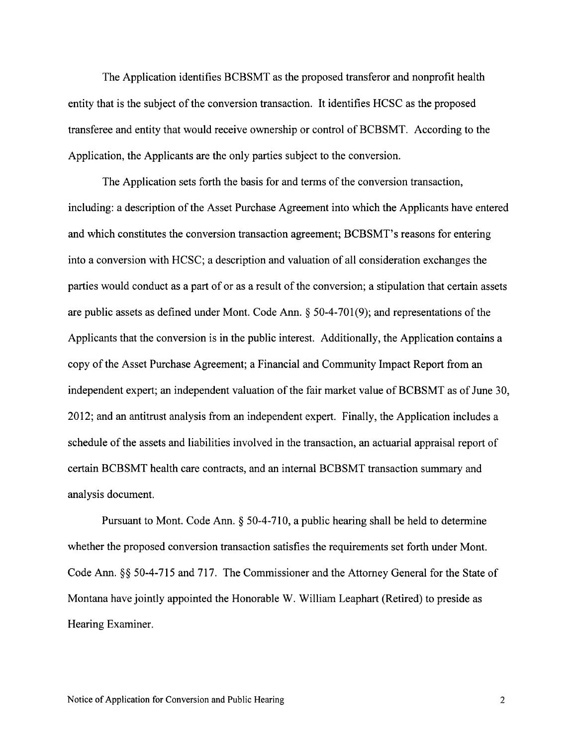The Application identifies BCBSMT as the proposed transferor and nonprofit health entity that is the subject of the conversion transaction. It identifies HCSC as the proposed transferee and entity that would receive ownership or control of BCBSMT. According to the Application, the Applicants are the only parties subject to the conversion.

The Application sets forth the basis for and terms of the conversion transaction, including: a description of the Asset Purchase Agreement into which the Applicants have entered and which constitutes the conversion transaction agreement; BCBSMT's reasons for entering into a conversion with HCSC; a description and valuation of all consideration exchanges the parties would conduct as a part of or as a result of the conversion; a stipulation that certain assets are public assets as defined under Mont. Code Ann. § 50-4-701(9); and representations of the Applicants that the conversion is in the public interest. Additionally, the Application contains a copy of the Asset Purchase Agreement; a Financial and Community Impact Report from an independent expert; an independent valuation of the fair market value of BCBSMT as of June 30, 2012; and an antitrust analysis from an independent expert. Finally, the Application includes a schedule of the assets and liabilities involved in the transaction, an actuarial appraisal report of certain BCBSMT health care contracts, and an internal BCBSMT transaction summary and analysis document.

Pursuant to Mont. Code Ann. § 50-4-710, a public hearing shall be held to determine whether the proposed conversion transaction satisfies the requirements set forth under Mont. Code Ann. §§ 50-4-715 and 717. The Commissioner and the Attorney General for the State of Montana have jointly appointed the Honorable W. William Leaphart (Retired) to preside as Hearing Examiner.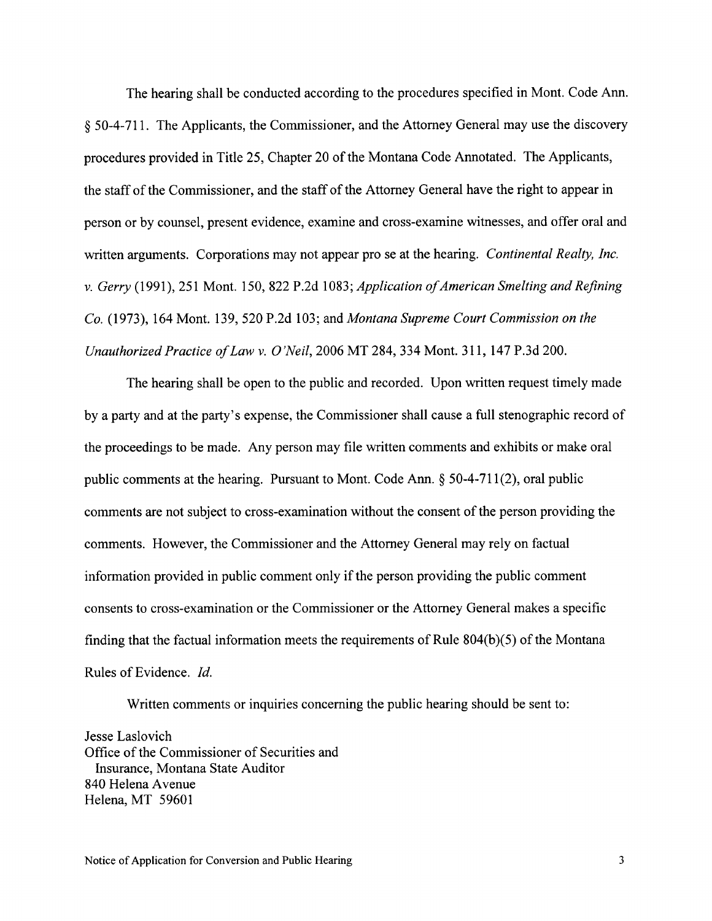The hearing shall be conducted according to the procedures specified in Mont. Code Ann. § 50-4-711. The Applicants, the Commissioner, and the Attorney General may use the discovery procedures provided in Title 25, Chapter 20 of the Montana Code Annotated. The Applicants, the staff of the Commissioner, and the staff of the Attorney General have the right to appear in person or by counsel, present evidence, examine and cross-examine witnesses, and offer oral and written arguments. Corporations may not appear pro se at the hearing. *Continental Realty, Inc. v. Gerry* (1991), 251 Mont. 150, 822 P.2d 1083; *Application of American Smelting and Refining Co.* (1973), 164 Mont. 139, 520 P.2d 103; and *Montana Supreme Court Commission on the Unauthorized Practice of Law v. O'Neil*, 2006 MT 284, 334 Mont. 311, 147 P.3d 200.

The hearing shall be open to the public and recorded. Upon written request timely made by a party and at the party's expense, the Commissioner shall cause a full stenographic record of the proceedings to be made. Any person may file written comments and exhibits or make oral public comments at the hearing. Pursuant to Mont. Code Ann. § 50-4-711(2), oral public comments are not subject to cross-examination without the consent of the person providing the comments. However, the Commissioner and the Attorney General may rely on factual information provided in public comment only if the person providing the public comment consents to cross-examination or the Commissioner or the Attorney General makes a specific finding that the factual information meets the requirements of Rule 804(b)(5) of the Montana Rules of Evidence. *Id.*

Written comments or inquiries concerning the public hearing should be sent to:

Jesse Laslovich
Office of the Commissioner of Securities and
Insurance, Montana State Auditor
840 Helena Avenue
Helena, MT 59601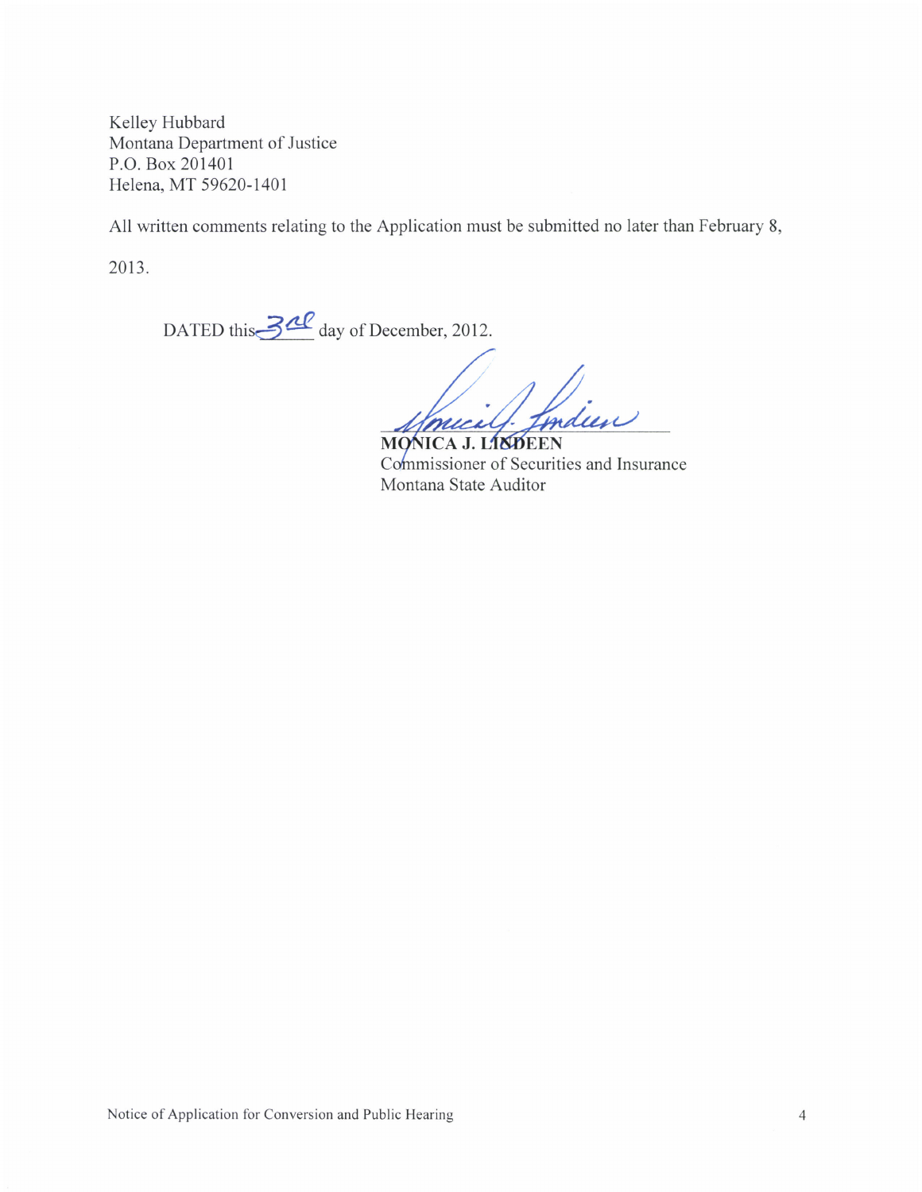Kelley Hubbard
Montana Department of Justice
P.O. Box 201401
Helena, MT 59620-1401

All written comments relating to the Application must be submitted no later than February 8, 2013.

DATED this 3rd day of December, 2012.

**MONICA J. LINDEEN**
Commissioner of Securities and Insurance
Montana State Auditor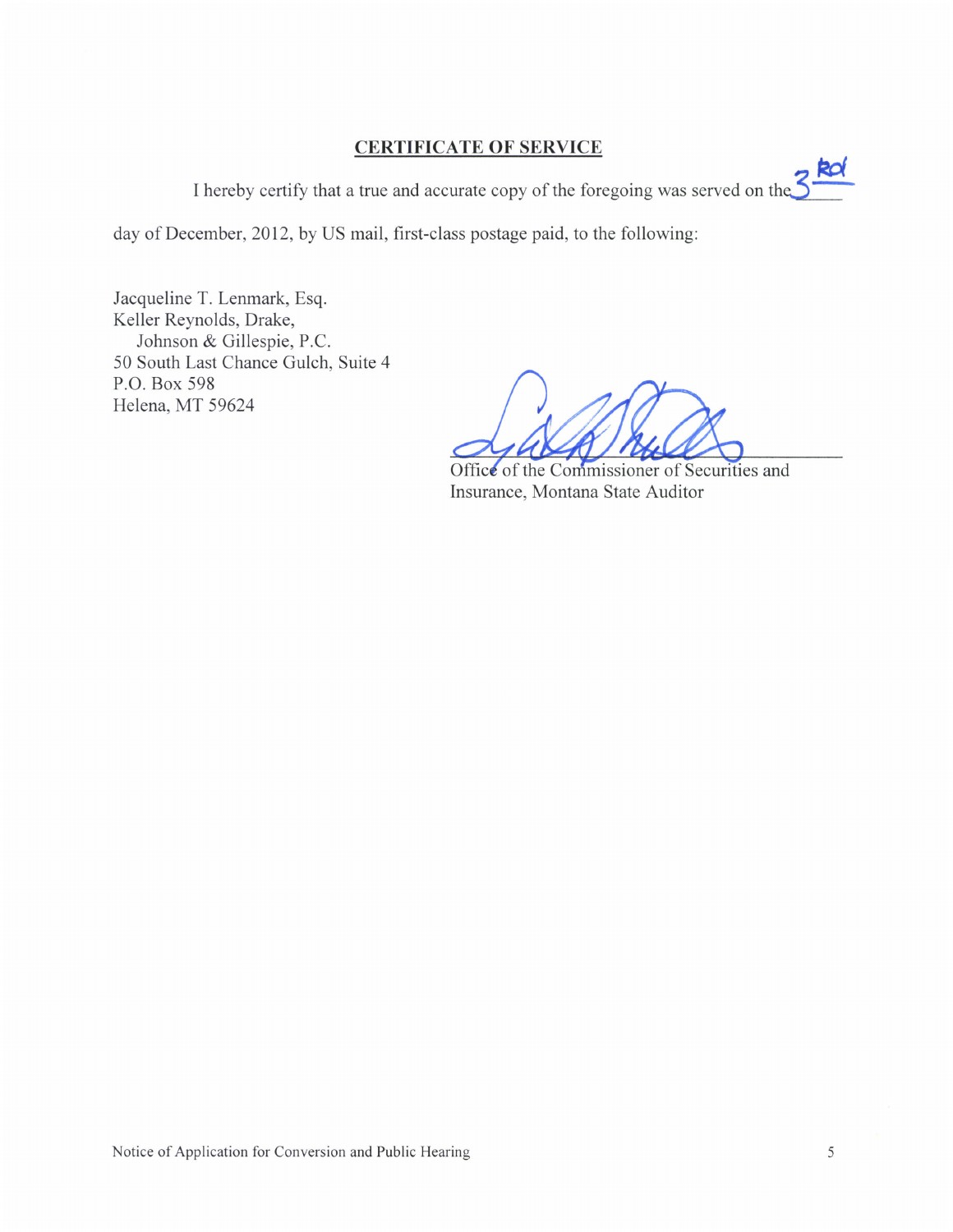## CERTIFICATE OF SERVICE

I hereby certify that a true and accurate copy of the foregoing was served on the 3rd day of December, 2012, by US mail, first-class postage paid, to the following:

Jacqueline T. Lenmark, Esq.
Keller Reynolds, Drake,
Johnson & Gillespie, P.C.
50 South Last Chance Gulch, Suite 4
P.O. Box 598
Helena, MT 59624

\_\_\_\_\_\_\_\_\_\_\_\_\_\_\_\_\_\_\_\_\_\_\_\_\_\_\_\_\_\_\_\_
Office of the Commissioner of Securities and Insurance, Montana State Auditor